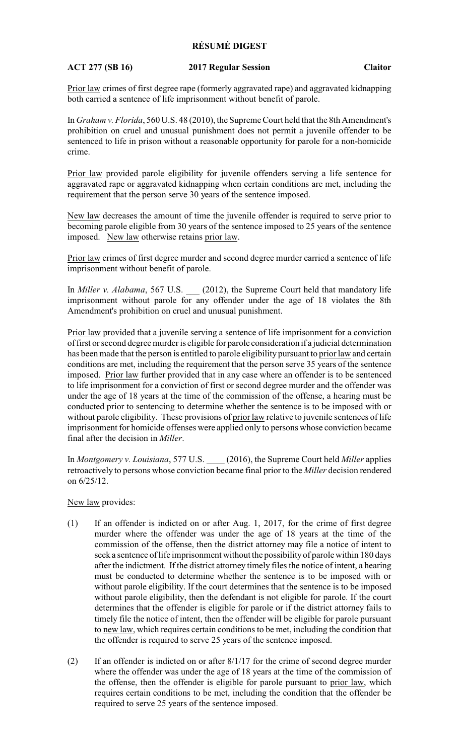# RÉSUMÉ DIGEST

**ACT 277 (SB 16)** **2017 Regular Session** **Claitor**

Prior law crimes of first degree rape (formerly aggravated rape) and aggravated kidnapping both carried a sentence of life imprisonment without benefit of parole.

In *Graham v. Florida*, 560 U.S. 48 (2010), the Supreme Court held that the 8th Amendment's prohibition on cruel and unusual punishment does not permit a juvenile offender to be sentenced to life in prison without a reasonable opportunity for parole for a non-homicide crime.

Prior law provided parole eligibility for juvenile offenders serving a life sentence for aggravated rape or aggravated kidnapping when certain conditions are met, including the requirement that the person serve 30 years of the sentence imposed.

New law decreases the amount of time the juvenile offender is required to serve prior to becoming parole eligible from 30 years of the sentence imposed to 25 years of the sentence imposed. New law otherwise retains prior law.

Prior law crimes of first degree murder and second degree murder carried a sentence of life imprisonment without benefit of parole.

In *Miller v. Alabama*, 567 U.S. ___ (2012), the Supreme Court held that mandatory life imprisonment without parole for any offender under the age of 18 violates the 8th Amendment's prohibition on cruel and unusual punishment.

Prior law provided that a juvenile serving a sentence of life imprisonment for a conviction of first or second degree murder is eligible for parole consideration if a judicial determination has been made that the person is entitled to parole eligibility pursuant to prior law and certain conditions are met, including the requirement that the person serve 35 years of the sentence imposed. Prior law further provided that in any case where an offender is to be sentenced to life imprisonment for a conviction of first or second degree murder and the offender was under the age of 18 years at the time of the commission of the offense, a hearing must be conducted prior to sentencing to determine whether the sentence is to be imposed with or without parole eligibility. These provisions of prior law relative to juvenile sentences of life imprisonment for homicide offenses were applied only to persons whose conviction became final after the decision in *Miller*.

In *Montgomery v. Louisiana*, 577 U.S. ____ (2016), the Supreme Court held *Miller* applies retroactively to persons whose conviction became final prior to the *Miller* decision rendered on 6/25/12.

New law provides:

(1) If an offender is indicted on or after Aug. 1, 2017, for the crime of first degree murder where the offender was under the age of 18 years at the time of the commission of the offense, then the district attorney may file a notice of intent to seek a sentence of life imprisonment without the possibility of parole within 180 days after the indictment. If the district attorney timely files the notice of intent, a hearing must be conducted to determine whether the sentence is to be imposed with or without parole eligibility. If the court determines that the sentence is to be imposed without parole eligibility, then the defendant is not eligible for parole. If the court determines that the offender is eligible for parole or if the district attorney fails to timely file the notice of intent, then the offender will be eligible for parole pursuant to new law, which requires certain conditions to be met, including the condition that the offender is required to serve 25 years of the sentence imposed.

(2) If an offender is indicted on or after 8/1/17 for the crime of second degree murder where the offender was under the age of 18 years at the time of the commission of the offense, then the offender is eligible for parole pursuant to prior law, which requires certain conditions to be met, including the condition that the offender be required to serve 25 years of the sentence imposed.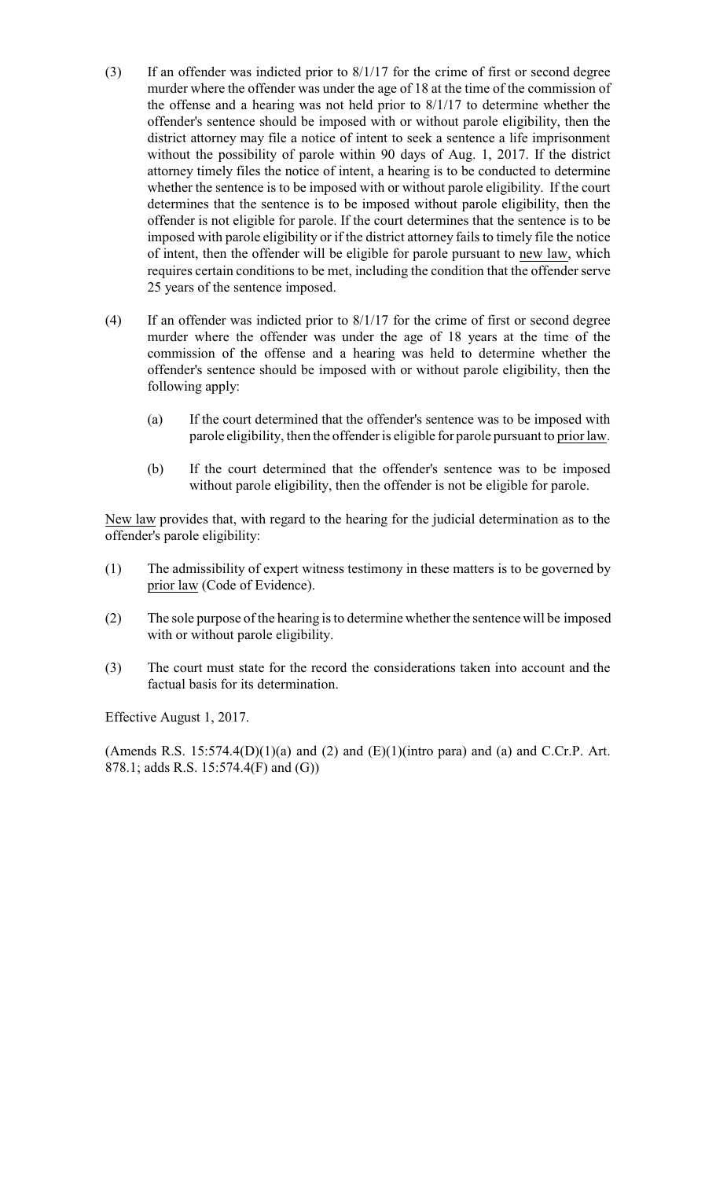(3) If an offender was indicted prior to 8/1/17 for the crime of first or second degree murder where the offender was under the age of 18 at the time of the commission of the offense and a hearing was not held prior to 8/1/17 to determine whether the offender's sentence should be imposed with or without parole eligibility, then the district attorney may file a notice of intent to seek a sentence a life imprisonment without the possibility of parole within 90 days of Aug. 1, 2017. If the district attorney timely files the notice of intent, a hearing is to be conducted to determine whether the sentence is to be imposed with or without parole eligibility. If the court determines that the sentence is to be imposed without parole eligibility, then the offender is not eligible for parole. If the court determines that the sentence is to be imposed with parole eligibility or if the district attorney fails to timely file the notice of intent, then the offender will be eligible for parole pursuant to <u>new law</u>, which requires certain conditions to be met, including the condition that the offender serve 25 years of the sentence imposed.

(4) If an offender was indicted prior to 8/1/17 for the crime of first or second degree murder where the offender was under the age of 18 years at the time of the commission of the offense and a hearing was held to determine whether the offender's sentence should be imposed with or without parole eligibility, then the following apply:

(a) If the court determined that the offender's sentence was to be imposed with parole eligibility, then the offender is eligible for parole pursuant to <u>prior law</u>.

(b) If the court determined that the offender's sentence was to be imposed without parole eligibility, then the offender is not be eligible for parole.

<u>New law</u> provides that, with regard to the hearing for the judicial determination as to the offender's parole eligibility:

(1) The admissibility of expert witness testimony in these matters is to be governed by <u>prior law</u> (Code of Evidence).

(2) The sole purpose of the hearing is to determine whether the sentence will be imposed with or without parole eligibility.

(3) The court must state for the record the considerations taken into account and the factual basis for its determination.

Effective August 1, 2017.

(Amends R.S. 15:574.4(D)(1)(a) and (2) and (E)(1)(intro para) and (a) and C.Cr.P. Art. 878.1; adds R.S. 15:574.4(F) and (G))